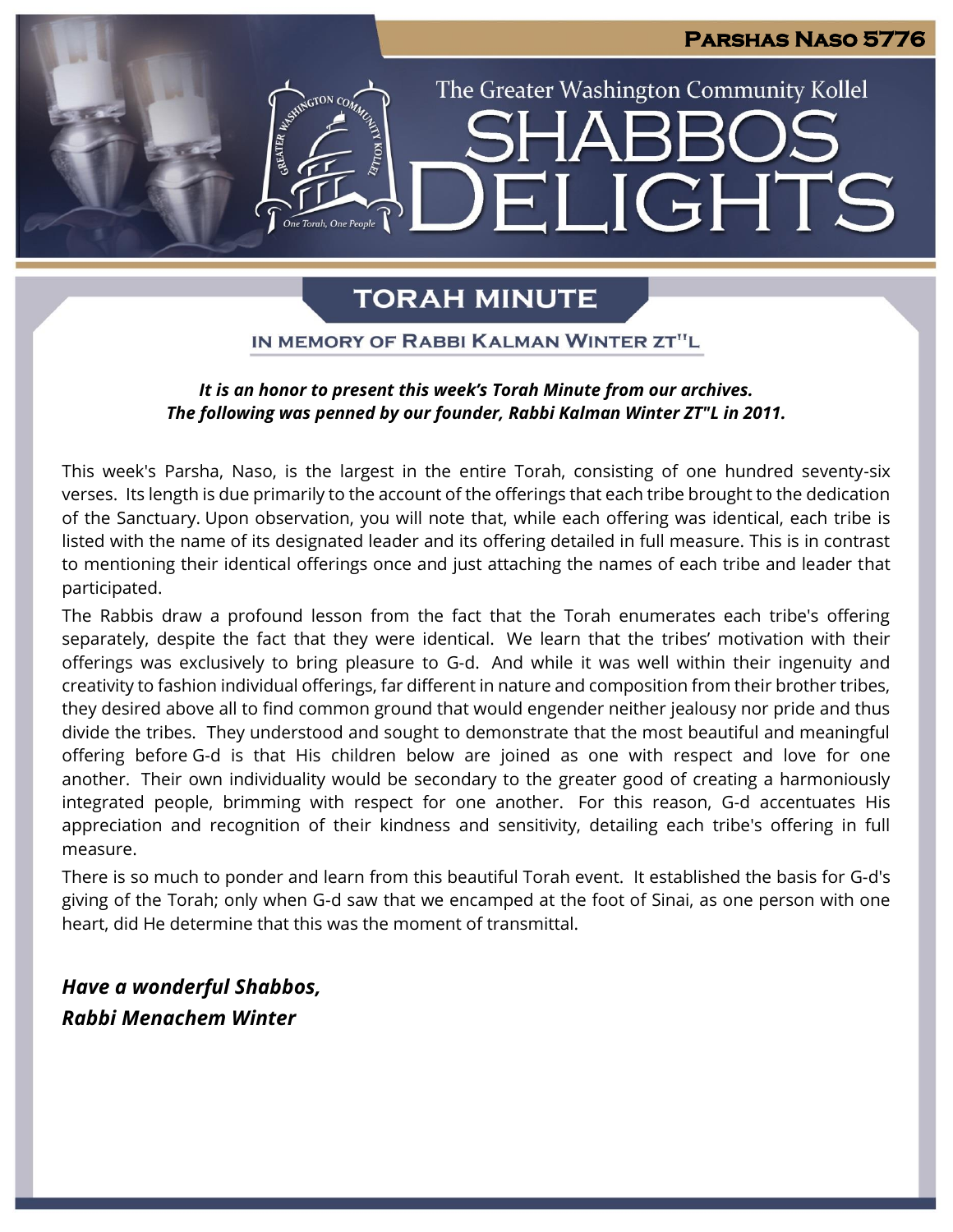Parshas Naso 5776

The Greater Washington Community Kollel

# Shabbos Delights

## Torah Minute

### In Memory of Rabbi Kalman Winter zt"l

***It is an honor to present this week's Torah Minute from our archives. The following was penned by our founder, Rabbi Kalman Winter ZT"L in 2011.***

This week's Parsha, Naso, is the largest in the entire Torah, consisting of one hundred seventy-six verses. Its length is due primarily to the account of the offerings that each tribe brought to the dedication of the Sanctuary. Upon observation, you will note that, while each offering was identical, each tribe is listed with the name of its designated leader and its offering detailed in full measure. This is in contrast to mentioning their identical offerings once and just attaching the names of each tribe and leader that participated.

The Rabbis draw a profound lesson from the fact that the Torah enumerates each tribe's offering separately, despite the fact that they were identical. We learn that the tribes' motivation with their offerings was exclusively to bring pleasure to G-d. And while it was well within their ingenuity and creativity to fashion individual offerings, far different in nature and composition from their brother tribes, they desired above all to find common ground that would engender neither jealousy nor pride and thus divide the tribes. They understood and sought to demonstrate that the most beautiful and meaningful offering before G-d is that His children below are joined as one with respect and love for one another. Their own individuality would be secondary to the greater good of creating a harmoniously integrated people, brimming with respect for one another. For this reason, G-d accentuates His appreciation and recognition of their kindness and sensitivity, detailing each tribe's offering in full measure.

There is so much to ponder and learn from this beautiful Torah event. It established the basis for G-d's giving of the Torah; only when G-d saw that we encamped at the foot of Sinai, as one person with one heart, did He determine that this was the moment of transmittal.

***Have a wonderful Shabbos,***
***Rabbi Menachem Winter***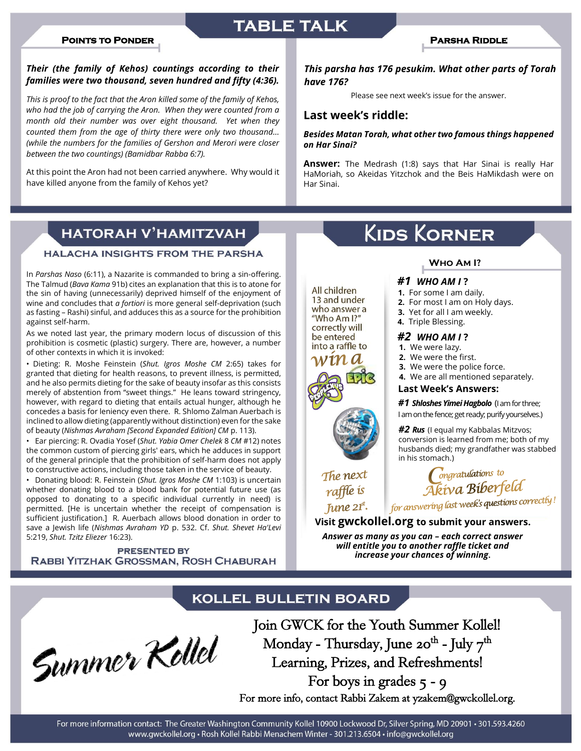# TABLE TALK

## Points to Ponder

***Their (the family of Kehos) countings according to their families were two thousand, seven hundred and fifty (4:36).***

*This is proof to the fact that the Aron killed some of the family of Kehos, who had the job of carrying the Aron. When they were counted from a month old their number was over eight thousand. Yet when they counted them from the age of thirty there were only two thousand... (while the numbers for the families of Gershon and Merori were closer between the two countings) (Bamidbar Rabba 6:7).*

At this point the Aron had not been carried anywhere. Why would it have killed anyone from the family of Kehos yet?

## Parsha Riddle

***This parsha has 176 pesukim. What other parts of Torah have 176?***

Please see next week's issue for the answer.

### Last week's riddle:

***Besides Matan Torah, what other two famous things happened on Har Sinai?***

**Answer:** The Medrash (1:8) says that Har Sinai is really Har HaMoriah, so Akeidas Yitzchok and the Beis HaMikdash were on Har Sinai.

# HaTorah V'HaMitzvah

## Halacha Insights from the Parsha

In *Parshas Naso* (6:11), a Nazarite is commanded to bring a sin-offering. The Talmud (*Bava Kama* 91b) cites an explanation that this is to atone for the sin of having (unnecessarily) deprived himself of the enjoyment of wine and concludes that *a fortiori* is more general self-deprivation (such as fasting – Rashi) sinful, and adduces this as a source for the prohibition against self-harm.

As we noted last year, the primary modern locus of discussion of this prohibition is cosmetic (plastic) surgery. There are, however, a number of other contexts in which it is invoked:

• Dieting: R. Moshe Feinstein (*Shut. Igros Moshe CM* 2:65) takes for granted that dieting for health reasons, to prevent illness, is permitted, and he also permits dieting for the sake of beauty insofar as this consists merely of abstention from "sweet things." He leans toward stringency, however, with regard to dieting that entails actual hunger, although he concedes a basis for leniency even there. R. Shlomo Zalman Auerbach is inclined to allow dieting (apparently without distinction) even for the sake of beauty (*Nishmas Avraham [Second Expanded Edition] CM* p. 113).

• Ear piercing: R. Ovadia Yosef (*Shut. Yabia Omer Chelek* 8 *CM* #12) notes the common custom of piercing girls' ears, which he adduces in support of the general principle that the prohibition of self-harm does not apply to constructive actions, including those taken in the service of beauty.

• Donating blood: R. Feinstein (*Shut. Igros Moshe CM* 1:103) is uncertain whether donating blood to a blood bank for potential future use (as opposed to donating to a specific individual currently in need) is permitted. [He is uncertain whether the receipt of compensation is sufficient justification.] R. Auerbach allows blood donation in order to save a Jewish life (*Nishmas Avraham YD* p. 532. Cf. *Shut. Shevet Ha'Levi* 5:219, *Shut. Tzitz Eliezer* 16:23).

Presented by
Rabbi Yitzhak Grossman, Rosh Chaburah

# Kids Korner

## Who Am I?

All children 13 and under who answer a "Who Am I?" correctly will be entered into a raffle to win a Perplexus Epic

The next raffle is June 21st.

### #1 WHO AM I ?

1. For some I am daily.
2. For most I am on Holy days.
3. Yet for all I am weekly.
4. Triple Blessing.

### #2 WHO AM I ?

1. We were lazy.
2. We were the first.
3. We were the police force.
4. We are all mentioned separately.

### Last Week's Answers:

**#1 *Shloshes Yimei Hagbolo*** (I am for three; I am on the fence; get ready; purify yourselves.)

**#2 *Rus*** (I equal my Kabbalas Mitzvos; conversion is learned from me; both of my husbands died; my grandfather was stabbed in his stomach.)

*Congratulations to Akiva Biberfeld for answering last week's questions correctly!*

**Visit gwckollel.org to submit your answers.**

***Answer as many as you can – each correct answer will entitle you to another raffle ticket and increase your chances of winning.***

# Kollel Bulletin Board

Summer Kollel

Join GWCK for the Youth Summer Kollel!
Monday - Thursday, June 20th - July 7th
Learning, Prizes, and Refreshments!
For boys in grades 5 - 9
For more info, contact Rabbi Zakem at yzakem@gwckollel.org.

For more information contact: The Greater Washington Community Kollel 10900 Lockwood Dr, Silver Spring, MD 20901 • 301.593.4260
www.gwckollel.org • Rosh Kollel Rabbi Menachem Winter - 301.213.6504 • info@gwckollel.org